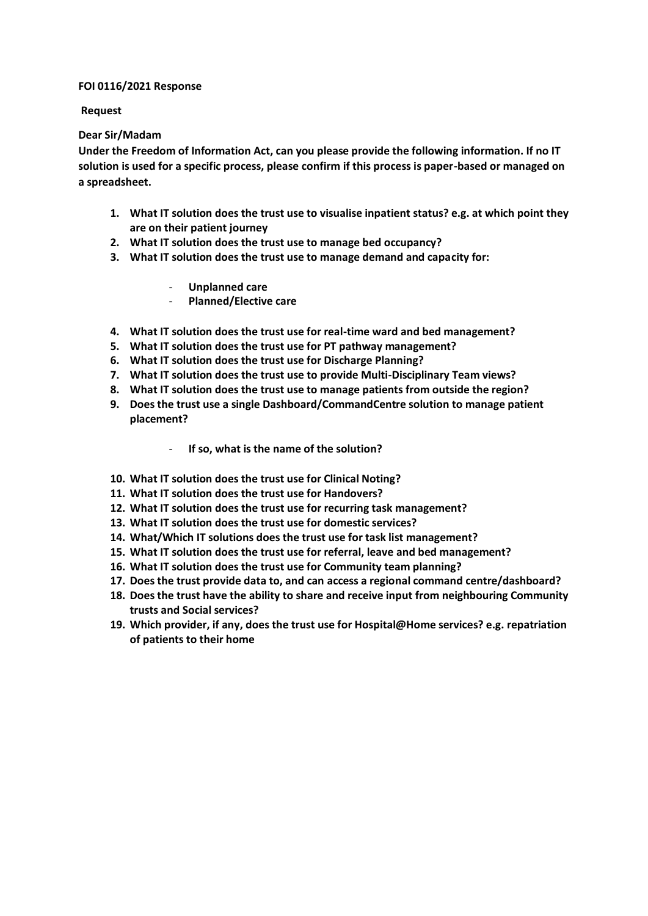**FOI 0116/2021 Response**

**Request**

**Dear Sir/Madam**

**Under the Freedom of Information Act, can you please provide the following information. If no IT solution is used for a specific process, please confirm if this process is paper-based or managed on a spreadsheet.**

1. **What IT solution does the trust use to visualise inpatient status? e.g. at which point they are on their patient journey**
2. **What IT solution does the trust use to manage bed occupancy?**
3. **What IT solution does the trust use to manage demand and capacity for:**
   - **Unplanned care**
   - **Planned/Elective care**
4. **What IT solution does the trust use for real-time ward and bed management?**
5. **What IT solution does the trust use for PT pathway management?**
6. **What IT solution does the trust use for Discharge Planning?**
7. **What IT solution does the trust use to provide Multi-Disciplinary Team views?**
8. **What IT solution does the trust use to manage patients from outside the region?**
9. **Does the trust use a single Dashboard/CommandCentre solution to manage patient placement?**
   - **If so, what is the name of the solution?**
10. **What IT solution does the trust use for Clinical Noting?**
11. **What IT solution does the trust use for Handovers?**
12. **What IT solution does the trust use for recurring task management?**
13. **What IT solution does the trust use for domestic services?**
14. **What/Which IT solutions does the trust use for task list management?**
15. **What IT solution does the trust use for referral, leave and bed management?**
16. **What IT solution does the trust use for Community team planning?**
17. **Does the trust provide data to, and can access a regional command centre/dashboard?**
18. **Does the trust have the ability to share and receive input from neighbouring Community trusts and Social services?**
19. **Which provider, if any, does the trust use for Hospital@Home services? e.g. repatriation of patients to their home**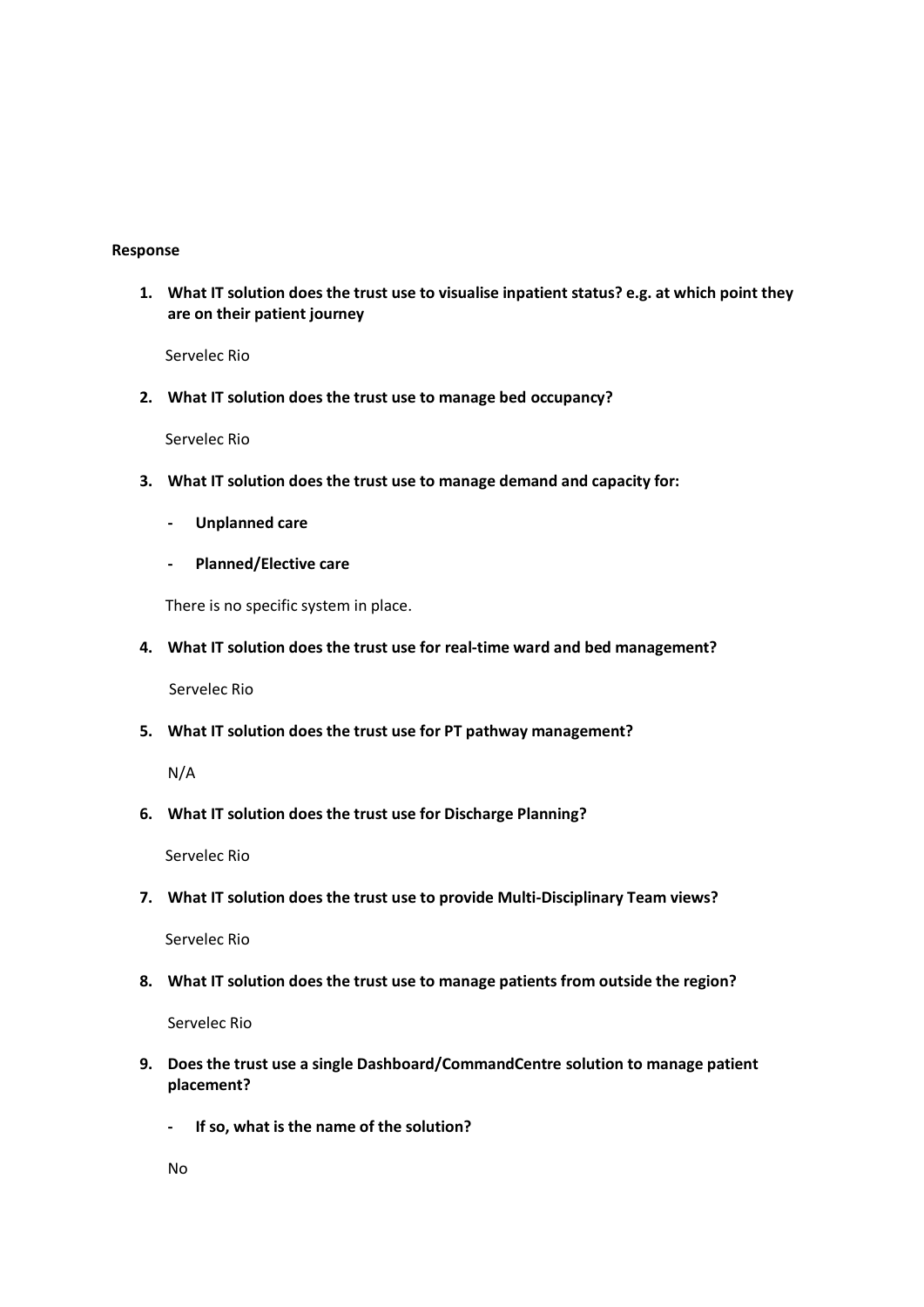**Response**

1. **What IT solution does the trust use to visualise inpatient status? e.g. at which point they are on their patient journey**

   Servelec Rio

2. **What IT solution does the trust use to manage bed occupancy?**

   Servelec Rio

3. **What IT solution does the trust use to manage demand and capacity for:**

   - **Unplanned care**
   - **Planned/Elective care**

   There is no specific system in place.

4. **What IT solution does the trust use for real-time ward and bed management?**

   Servelec Rio

5. **What IT solution does the trust use for PT pathway management?**

   N/A

6. **What IT solution does the trust use for Discharge Planning?**

   Servelec Rio

7. **What IT solution does the trust use to provide Multi-Disciplinary Team views?**

   Servelec Rio

8. **What IT solution does the trust use to manage patients from outside the region?**

   Servelec Rio

9. **Does the trust use a single Dashboard/CommandCentre solution to manage patient placement?**

   - **If so, what is the name of the solution?**

   No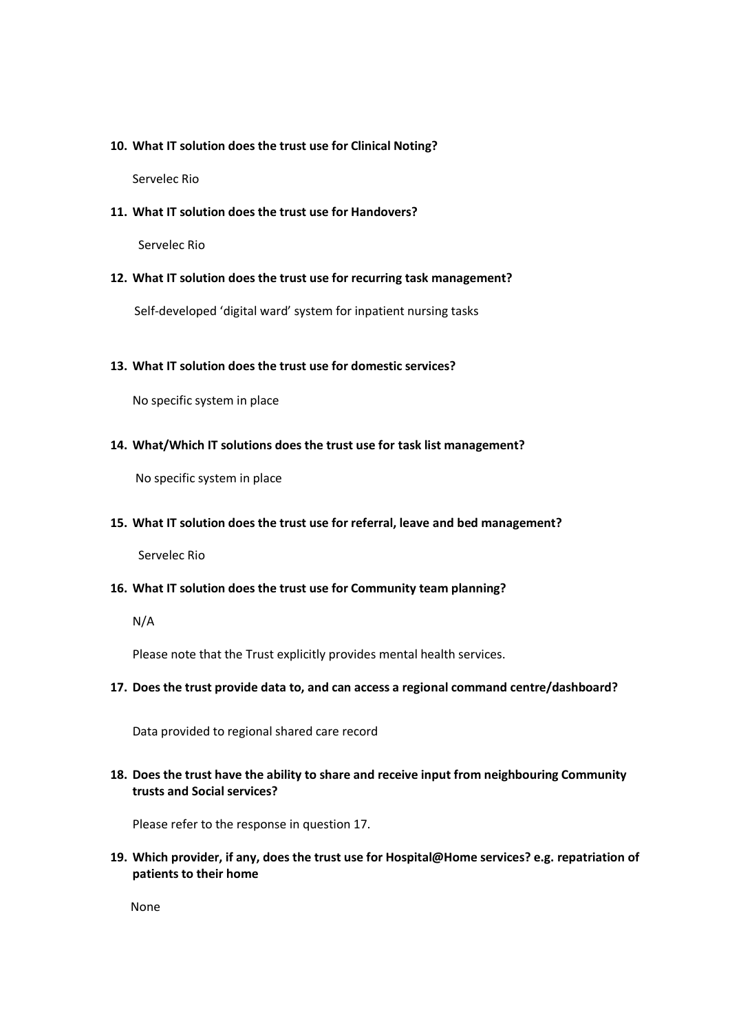**10. What IT solution does the trust use for Clinical Noting?**

Servelec Rio

**11. What IT solution does the trust use for Handovers?**

Servelec Rio

**12. What IT solution does the trust use for recurring task management?**

Self-developed 'digital ward' system for inpatient nursing tasks

**13. What IT solution does the trust use for domestic services?**

No specific system in place

**14. What/Which IT solutions does the trust use for task list management?**

No specific system in place

**15. What IT solution does the trust use for referral, leave and bed management?**

Servelec Rio

**16. What IT solution does the trust use for Community team planning?**

N/A

Please note that the Trust explicitly provides mental health services.

**17. Does the trust provide data to, and can access a regional command centre/dashboard?**

Data provided to regional shared care record

**18. Does the trust have the ability to share and receive input from neighbouring Community trusts and Social services?**

Please refer to the response in question 17.

**19. Which provider, if any, does the trust use for Hospital@Home services? e.g. repatriation of patients to their home**

None